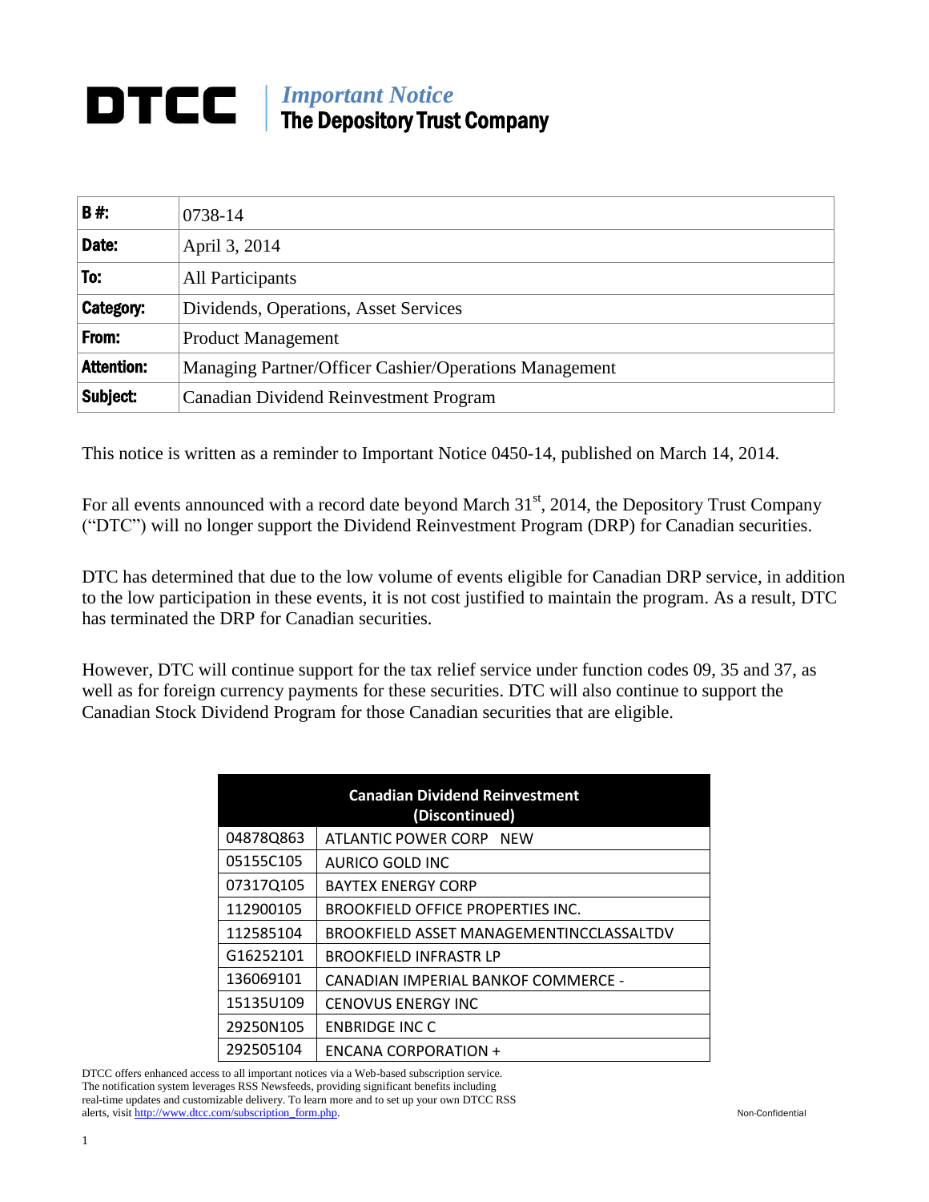# DTCC | *Important Notice* The Depository Trust Company

| **B #:** | 0738-14 |
|---|---|
| **Date:** | April 3, 2014 |
| **To:** | All Participants |
| **Category:** | Dividends, Operations, Asset Services |
| **From:** | Product Management |
| **Attention:** | Managing Partner/Officer Cashier/Operations Management |
| **Subject:** | Canadian Dividend Reinvestment Program |

This notice is written as a reminder to Important Notice 0450-14, published on March 14, 2014.

For all events announced with a record date beyond March 31st, 2014, the Depository Trust Company ("DTC") will no longer support the Dividend Reinvestment Program (DRP) for Canadian securities.

DTC has determined that due to the low volume of events eligible for Canadian DRP service, in addition to the low participation in these events, it is not cost justified to maintain the program. As a result, DTC has terminated the DRP for Canadian securities.

However, DTC will continue support for the tax relief service under function codes 09, 35 and 37, as well as for foreign currency payments for these securities. DTC will also continue to support the Canadian Stock Dividend Program for those Canadian securities that are eligible.

| **Canadian Dividend Reinvestment (Discontinued)** | |
|---|---|
| 04878Q863 | ATLANTIC POWER CORP NEW |
| 05155C105 | AURICO GOLD INC |
| 07317Q105 | BAYTEX ENERGY CORP |
| 112900105 | BROOKFIELD OFFICE PROPERTIES INC. |
| 112585104 | BROOKFIELD ASSET MANAGEMENTINCCLASSALTDV |
| G16252101 | BROOKFIELD INFRASTR LP |
| 136069101 | CANADIAN IMPERIAL BANKOF COMMERCE - |
| 15135U109 | CENOVUS ENERGY INC |
| 29250N105 | ENBRIDGE INC C |
| 292505104 | ENCANA CORPORATION + |

DTCC offers enhanced access to all important notices via a Web-based subscription service. The notification system leverages RSS Newsfeeds, providing significant benefits including real-time updates and customizable delivery. To learn more and to set up your own DTCC RSS alerts, visit http://www.dtcc.com/subscription_form.php.

Non-Confidential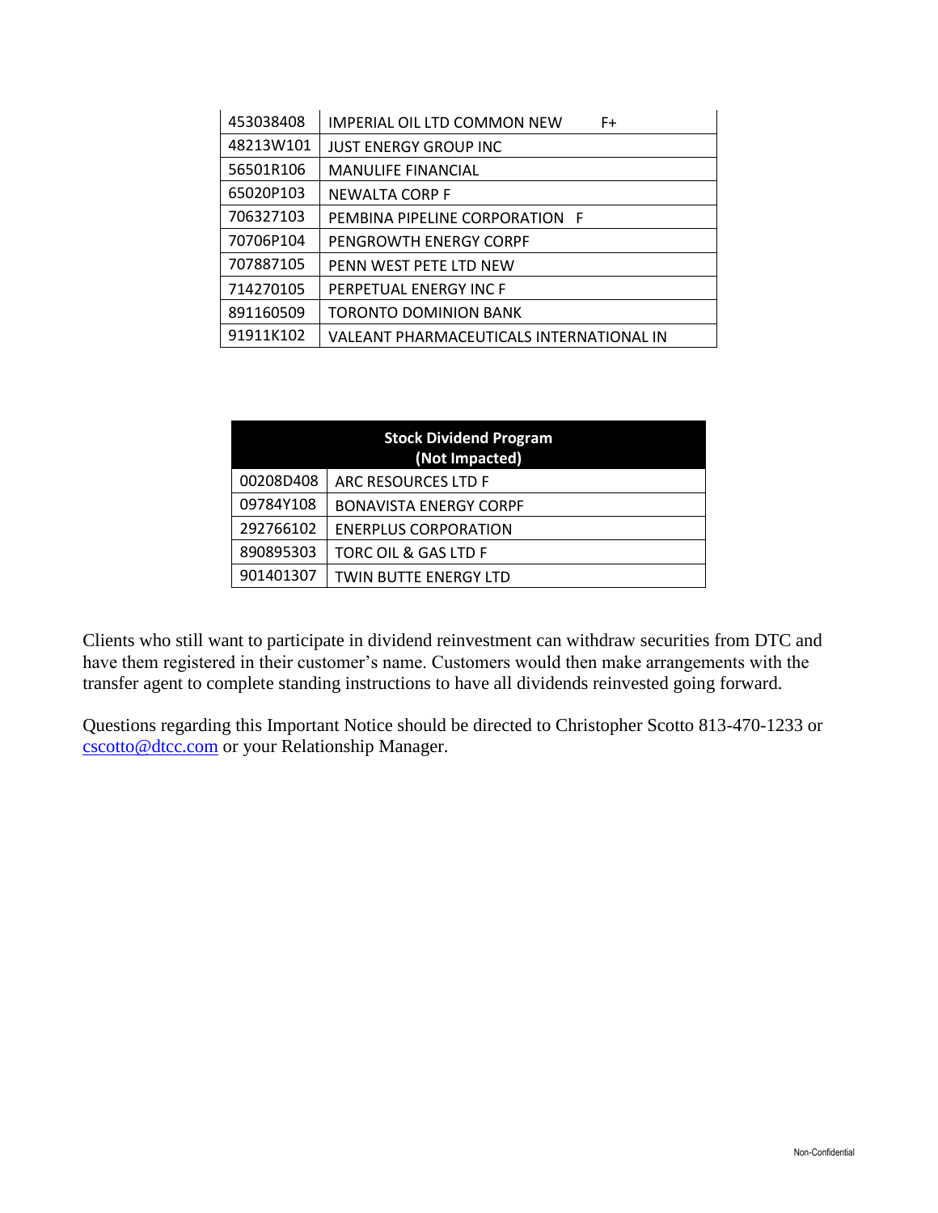| | |
|---|---|
| 453038408 | IMPERIAL OIL LTD COMMON NEW F+ |
| 48213W101 | JUST ENERGY GROUP INC |
| 56501R106 | MANULIFE FINANCIAL |
| 65020P103 | NEWALTA CORP F |
| 706327103 | PEMBINA PIPELINE CORPORATION F |
| 70706P104 | PENGROWTH ENERGY CORPF |
| 707887105 | PENN WEST PETE LTD NEW |
| 714270105 | PERPETUAL ENERGY INC F |
| 891160509 | TORONTO DOMINION BANK |
| 91911K102 | VALEANT PHARMACEUTICALS INTERNATIONAL IN |

| Stock Dividend Program (Not Impacted) | |
|---|---|
| 00208D408 | ARC RESOURCES LTD F |
| 09784Y108 | BONAVISTA ENERGY CORPF |
| 292766102 | ENERPLUS CORPORATION |
| 890895303 | TORC OIL & GAS LTD F |
| 901401307 | TWIN BUTTE ENERGY LTD |

Clients who still want to participate in dividend reinvestment can withdraw securities from DTC and have them registered in their customer's name. Customers would then make arrangements with the transfer agent to complete standing instructions to have all dividends reinvested going forward.

Questions regarding this Important Notice should be directed to Christopher Scotto 813-470-1233 or cscotto@dtcc.com or your Relationship Manager.